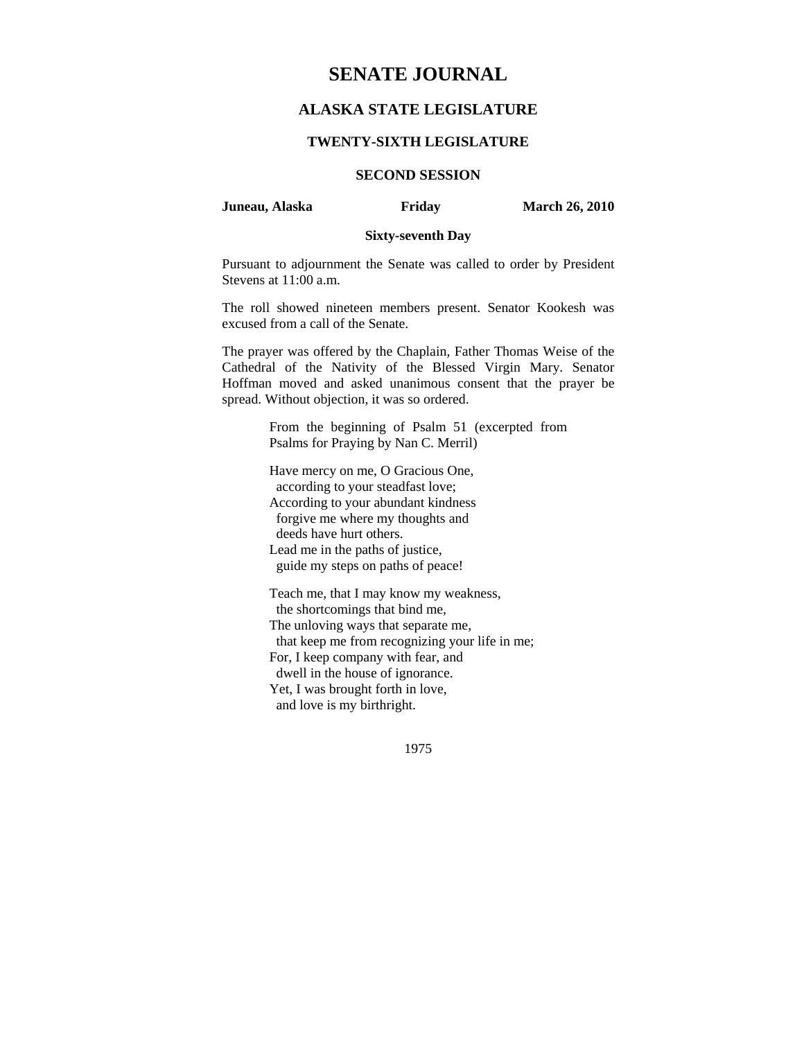# SENATE JOURNAL

## ALASKA STATE LEGISLATURE

### TWENTY-SIXTH LEGISLATURE

### SECOND SESSION

**Juneau, Alaska** **Friday** **March 26, 2010**

**Sixty-seventh Day**

Pursuant to adjournment the Senate was called to order by President Stevens at 11:00 a.m.

The roll showed nineteen members present. Senator Kookesh was excused from a call of the Senate.

The prayer was offered by the Chaplain, Father Thomas Weise of the Cathedral of the Nativity of the Blessed Virgin Mary. Senator Hoffman moved and asked unanimous consent that the prayer be spread. Without objection, it was so ordered.

> From the beginning of Psalm 51 (excerpted from Psalms for Praying by Nan C. Merril)
>
> Have mercy on me, O Gracious One,
> according to your steadfast love;
> According to your abundant kindness
> forgive me where my thoughts and
> deeds have hurt others.
> Lead me in the paths of justice,
> guide my steps on paths of peace!
>
> Teach me, that I may know my weakness,
> the shortcomings that bind me,
> The unloving ways that separate me,
> that keep me from recognizing your life in me;
> For, I keep company with fear, and
> dwell in the house of ignorance.
> Yet, I was brought forth in love,
> and love is my birthright.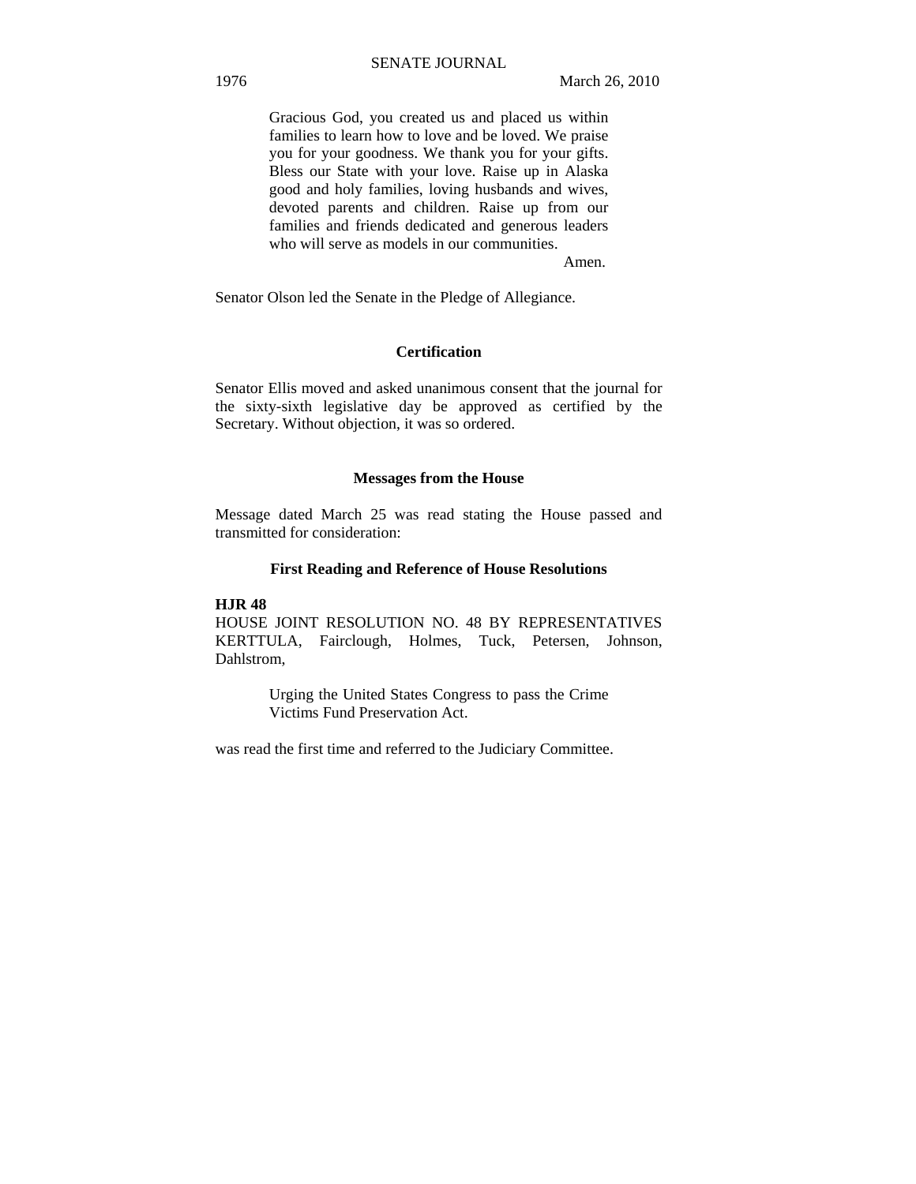Gracious God, you created us and placed us within families to learn how to love and be loved. We praise you for your goodness. We thank you for your gifts. Bless our State with your love. Raise up in Alaska good and holy families, loving husbands and wives, devoted parents and children. Raise up from our families and friends dedicated and generous leaders who will serve as models in our communities.

Amen.

Senator Olson led the Senate in the Pledge of Allegiance.

**Certification**

Senator Ellis moved and asked unanimous consent that the journal for the sixty-sixth legislative day be approved as certified by the Secretary. Without objection, it was so ordered.

**Messages from the House**

Message dated March 25 was read stating the House passed and transmitted for consideration:

**First Reading and Reference of House Resolutions**

**HJR 48**

HOUSE JOINT RESOLUTION NO. 48 BY REPRESENTATIVES KERTTULA, Fairclough, Holmes, Tuck, Petersen, Johnson, Dahlstrom,

> Urging the United States Congress to pass the Crime Victims Fund Preservation Act.

was read the first time and referred to the Judiciary Committee.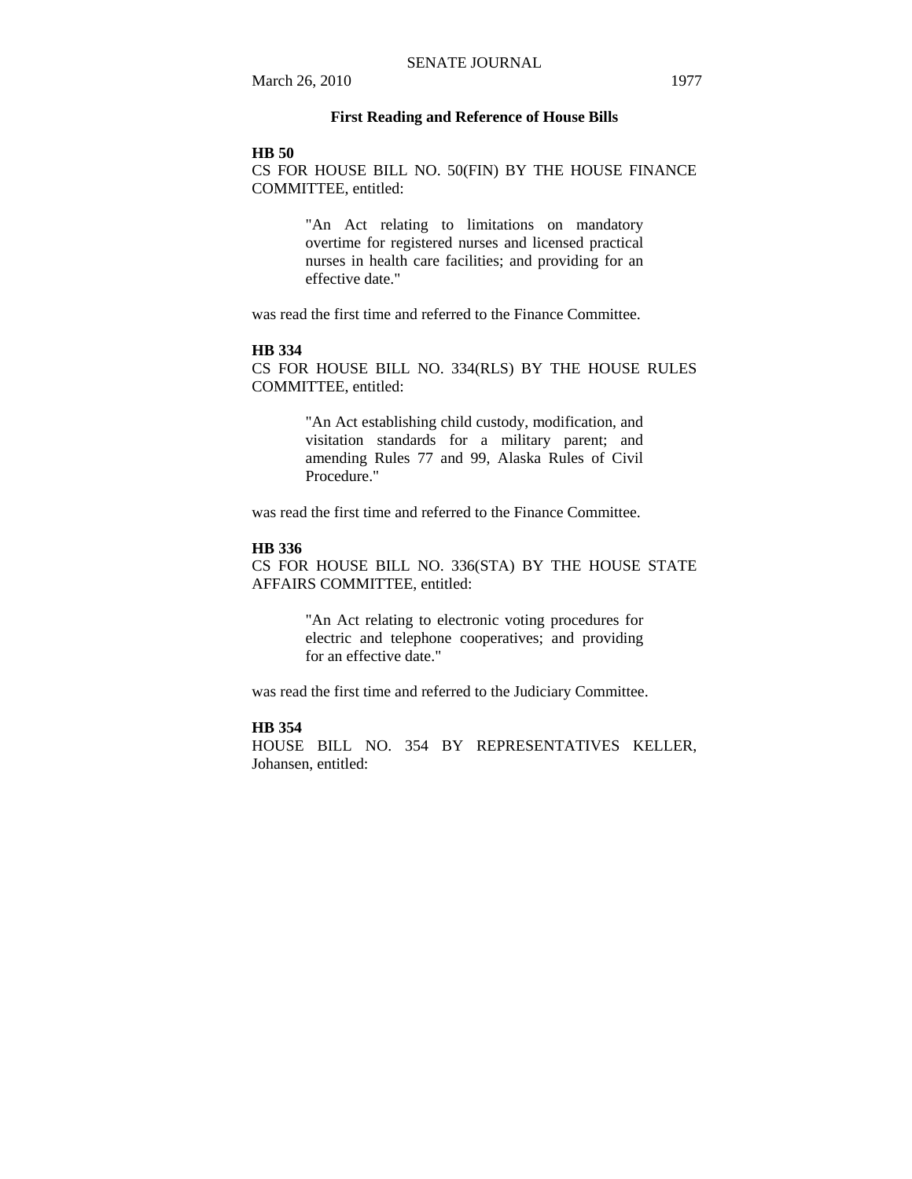## First Reading and Reference of House Bills

**HB 50**

CS FOR HOUSE BILL NO. 50(FIN) BY THE HOUSE FINANCE COMMITTEE, entitled:

> "An Act relating to limitations on mandatory overtime for registered nurses and licensed practical nurses in health care facilities; and providing for an effective date."

was read the first time and referred to the Finance Committee.

**HB 334**

CS FOR HOUSE BILL NO. 334(RLS) BY THE HOUSE RULES COMMITTEE, entitled:

> "An Act establishing child custody, modification, and visitation standards for a military parent; and amending Rules 77 and 99, Alaska Rules of Civil Procedure."

was read the first time and referred to the Finance Committee.

**HB 336**

CS FOR HOUSE BILL NO. 336(STA) BY THE HOUSE STATE AFFAIRS COMMITTEE, entitled:

> "An Act relating to electronic voting procedures for electric and telephone cooperatives; and providing for an effective date."

was read the first time and referred to the Judiciary Committee.

**HB 354**

HOUSE BILL NO. 354 BY REPRESENTATIVES KELLER, Johansen, entitled: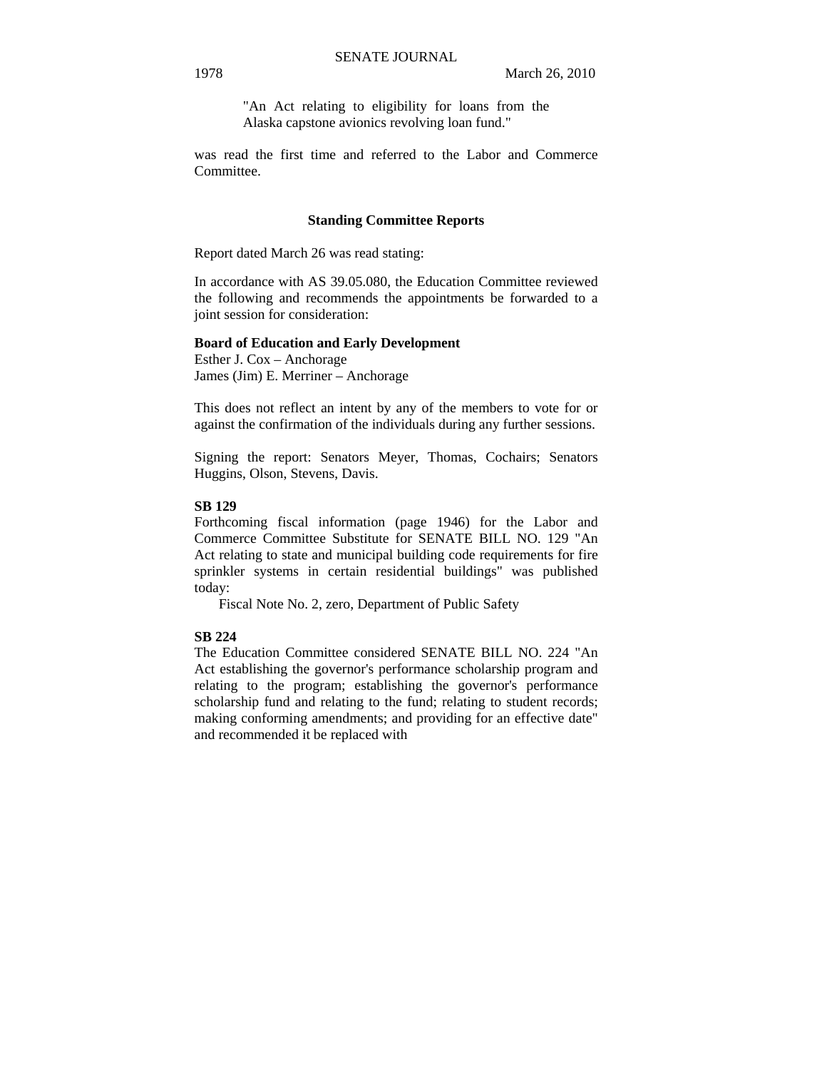"An Act relating to eligibility for loans from the Alaska capstone avionics revolving loan fund."

was read the first time and referred to the Labor and Commerce Committee.

## Standing Committee Reports

Report dated March 26 was read stating:

In accordance with AS 39.05.080, the Education Committee reviewed the following and recommends the appointments be forwarded to a joint session for consideration:

**Board of Education and Early Development**
Esther J. Cox – Anchorage
James (Jim) E. Merriner – Anchorage

This does not reflect an intent by any of the members to vote for or against the confirmation of the individuals during any further sessions.

Signing the report: Senators Meyer, Thomas, Cochairs; Senators Huggins, Olson, Stevens, Davis.

**SB 129**
Forthcoming fiscal information (page 1946) for the Labor and Commerce Committee Substitute for SENATE BILL NO. 129 "An Act relating to state and municipal building code requirements for fire sprinkler systems in certain residential buildings" was published today:

Fiscal Note No. 2, zero, Department of Public Safety

**SB 224**
The Education Committee considered SENATE BILL NO. 224 "An Act establishing the governor's performance scholarship program and relating to the program; establishing the governor's performance scholarship fund and relating to the fund; relating to student records; making conforming amendments; and providing for an effective date" and recommended it be replaced with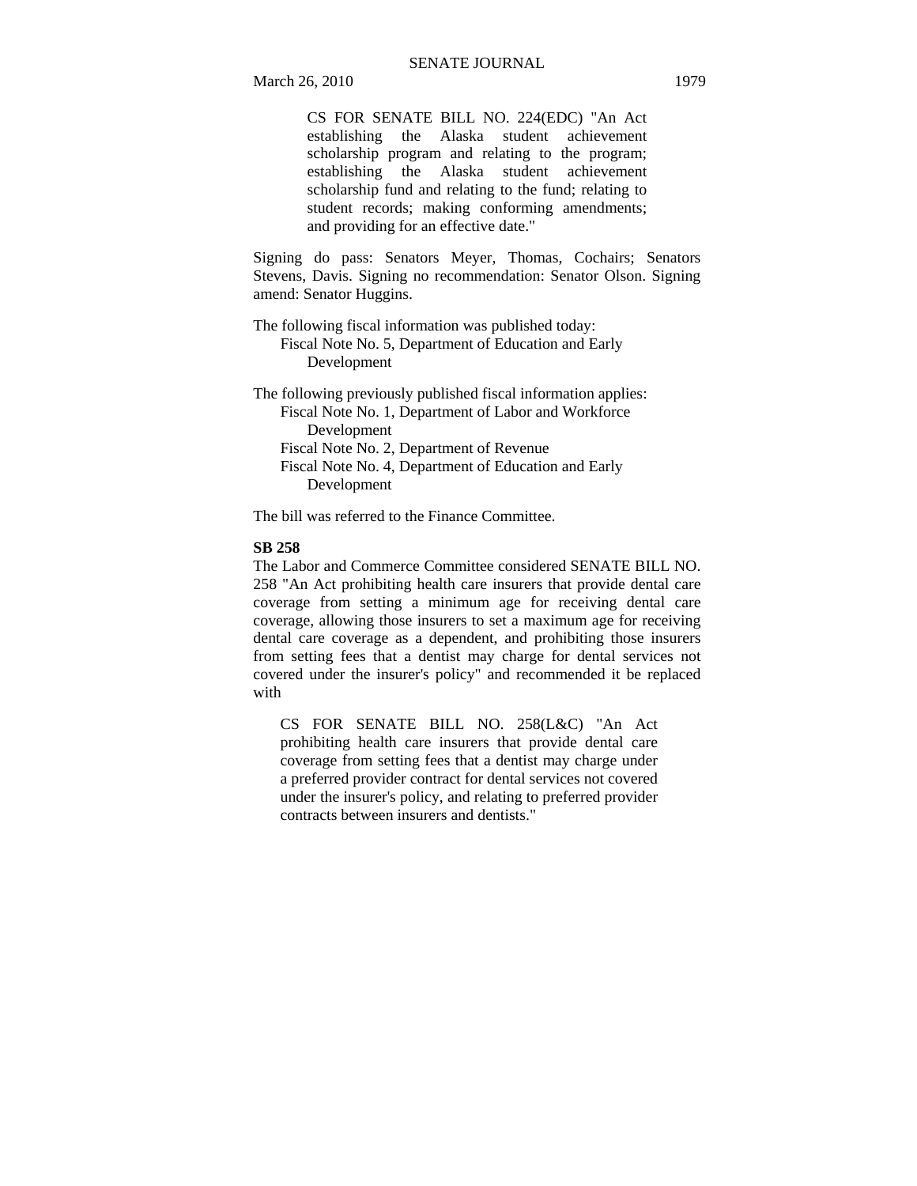CS FOR SENATE BILL NO. 224(EDC) "An Act establishing the Alaska student achievement scholarship program and relating to the program; establishing the Alaska student achievement scholarship fund and relating to the fund; relating to student records; making conforming amendments; and providing for an effective date."

Signing do pass: Senators Meyer, Thomas, Cochairs; Senators Stevens, Davis. Signing no recommendation: Senator Olson. Signing amend: Senator Huggins.

The following fiscal information was published today:
Fiscal Note No. 5, Department of Education and Early Development

The following previously published fiscal information applies:
Fiscal Note No. 1, Department of Labor and Workforce Development
Fiscal Note No. 2, Department of Revenue
Fiscal Note No. 4, Department of Education and Early Development

The bill was referred to the Finance Committee.

**SB 258**

The Labor and Commerce Committee considered SENATE BILL NO. 258 "An Act prohibiting health care insurers that provide dental care coverage from setting a minimum age for receiving dental care coverage, allowing those insurers to set a maximum age for receiving dental care coverage as a dependent, and prohibiting those insurers from setting fees that a dentist may charge for dental services not covered under the insurer's policy" and recommended it be replaced with

CS FOR SENATE BILL NO. 258(L&C) "An Act prohibiting health care insurers that provide dental care coverage from setting fees that a dentist may charge under a preferred provider contract for dental services not covered under the insurer's policy, and relating to preferred provider contracts between insurers and dentists."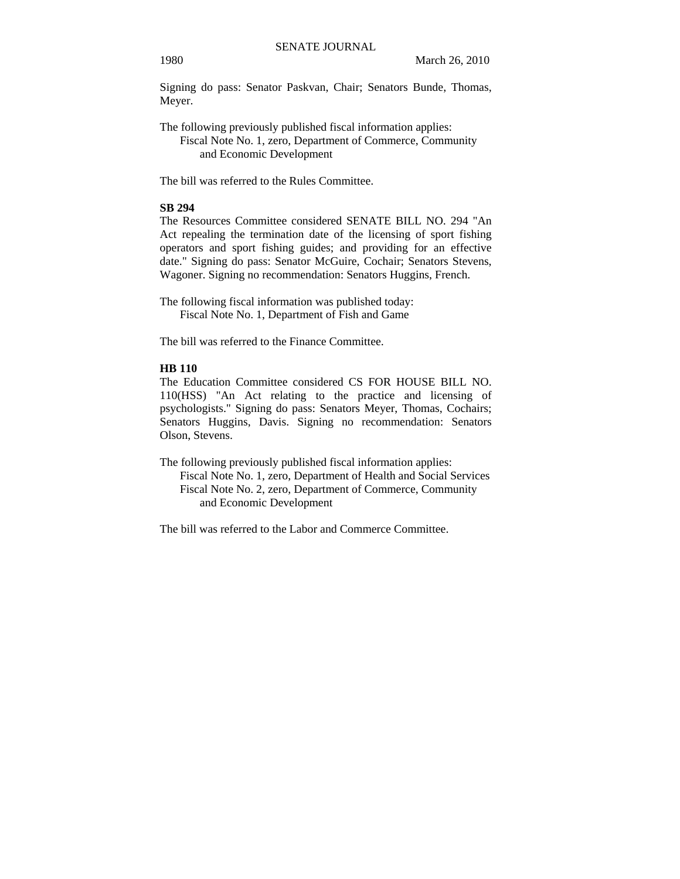Signing do pass: Senator Paskvan, Chair; Senators Bunde, Thomas, Meyer.

The following previously published fiscal information applies:
Fiscal Note No. 1, zero, Department of Commerce, Community and Economic Development

The bill was referred to the Rules Committee.

**SB 294**

The Resources Committee considered SENATE BILL NO. 294 "An Act repealing the termination date of the licensing of sport fishing operators and sport fishing guides; and providing for an effective date." Signing do pass: Senator McGuire, Cochair; Senators Stevens, Wagoner. Signing no recommendation: Senators Huggins, French.

The following fiscal information was published today:
Fiscal Note No. 1, Department of Fish and Game

The bill was referred to the Finance Committee.

**HB 110**

The Education Committee considered CS FOR HOUSE BILL NO. 110(HSS) "An Act relating to the practice and licensing of psychologists." Signing do pass: Senators Meyer, Thomas, Cochairs; Senators Huggins, Davis. Signing no recommendation: Senators Olson, Stevens.

The following previously published fiscal information applies:
Fiscal Note No. 1, zero, Department of Health and Social Services
Fiscal Note No. 2, zero, Department of Commerce, Community and Economic Development

The bill was referred to the Labor and Commerce Committee.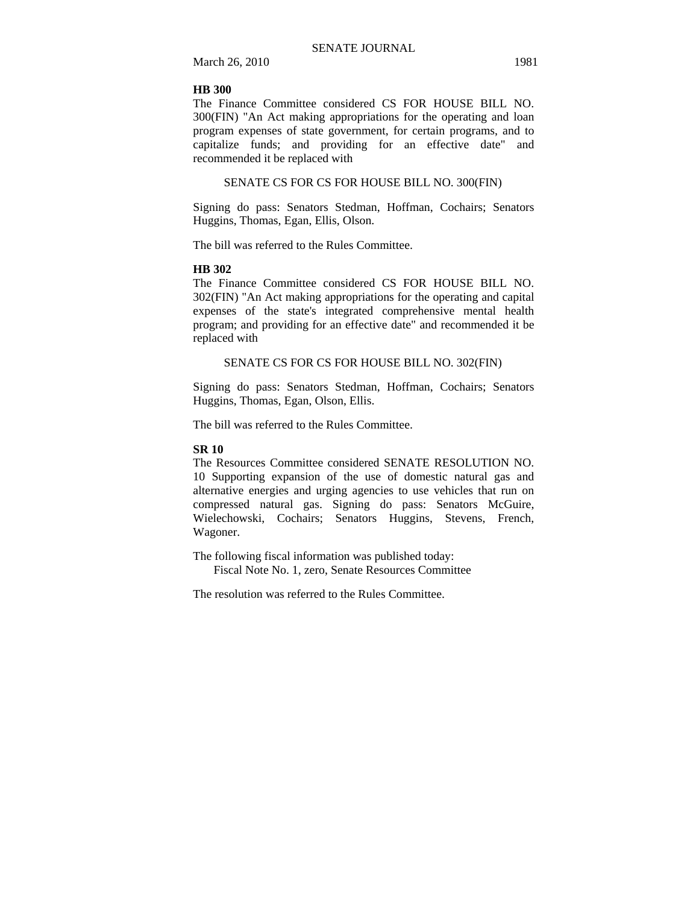**HB 300**

The Finance Committee considered CS FOR HOUSE BILL NO. 300(FIN) "An Act making appropriations for the operating and loan program expenses of state government, for certain programs, and to capitalize funds; and providing for an effective date" and recommended it be replaced with

SENATE CS FOR CS FOR HOUSE BILL NO. 300(FIN)

Signing do pass: Senators Stedman, Hoffman, Cochairs; Senators Huggins, Thomas, Egan, Ellis, Olson.

The bill was referred to the Rules Committee.

**HB 302**

The Finance Committee considered CS FOR HOUSE BILL NO. 302(FIN) "An Act making appropriations for the operating and capital expenses of the state's integrated comprehensive mental health program; and providing for an effective date" and recommended it be replaced with

SENATE CS FOR CS FOR HOUSE BILL NO. 302(FIN)

Signing do pass: Senators Stedman, Hoffman, Cochairs; Senators Huggins, Thomas, Egan, Olson, Ellis.

The bill was referred to the Rules Committee.

**SR 10**

The Resources Committee considered SENATE RESOLUTION NO. 10 Supporting expansion of the use of domestic natural gas and alternative energies and urging agencies to use vehicles that run on compressed natural gas. Signing do pass: Senators McGuire, Wielechowski, Cochairs; Senators Huggins, Stevens, French, Wagoner.

The following fiscal information was published today:
Fiscal Note No. 1, zero, Senate Resources Committee

The resolution was referred to the Rules Committee.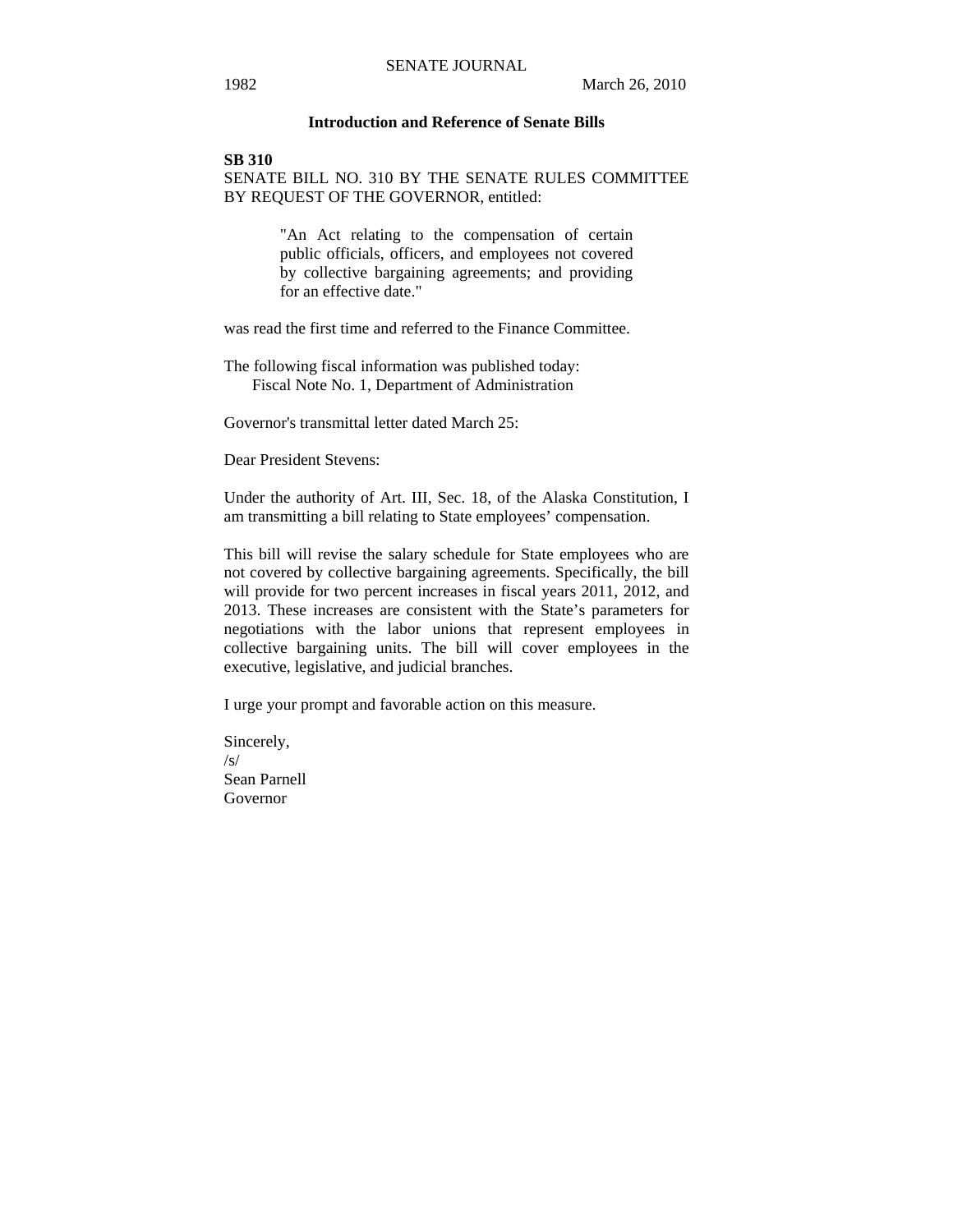### Introduction and Reference of Senate Bills

**SB 310**

SENATE BILL NO. 310 BY THE SENATE RULES COMMITTEE BY REQUEST OF THE GOVERNOR, entitled:

> "An Act relating to the compensation of certain public officials, officers, and employees not covered by collective bargaining agreements; and providing for an effective date."

was read the first time and referred to the Finance Committee.

The following fiscal information was published today:
Fiscal Note No. 1, Department of Administration

Governor's transmittal letter dated March 25:

Dear President Stevens:

Under the authority of Art. III, Sec. 18, of the Alaska Constitution, I am transmitting a bill relating to State employees' compensation.

This bill will revise the salary schedule for State employees who are not covered by collective bargaining agreements. Specifically, the bill will provide for two percent increases in fiscal years 2011, 2012, and 2013. These increases are consistent with the State's parameters for negotiations with the labor unions that represent employees in collective bargaining units. The bill will cover employees in the executive, legislative, and judicial branches.

I urge your prompt and favorable action on this measure.

Sincerely,
/s/
Sean Parnell
Governor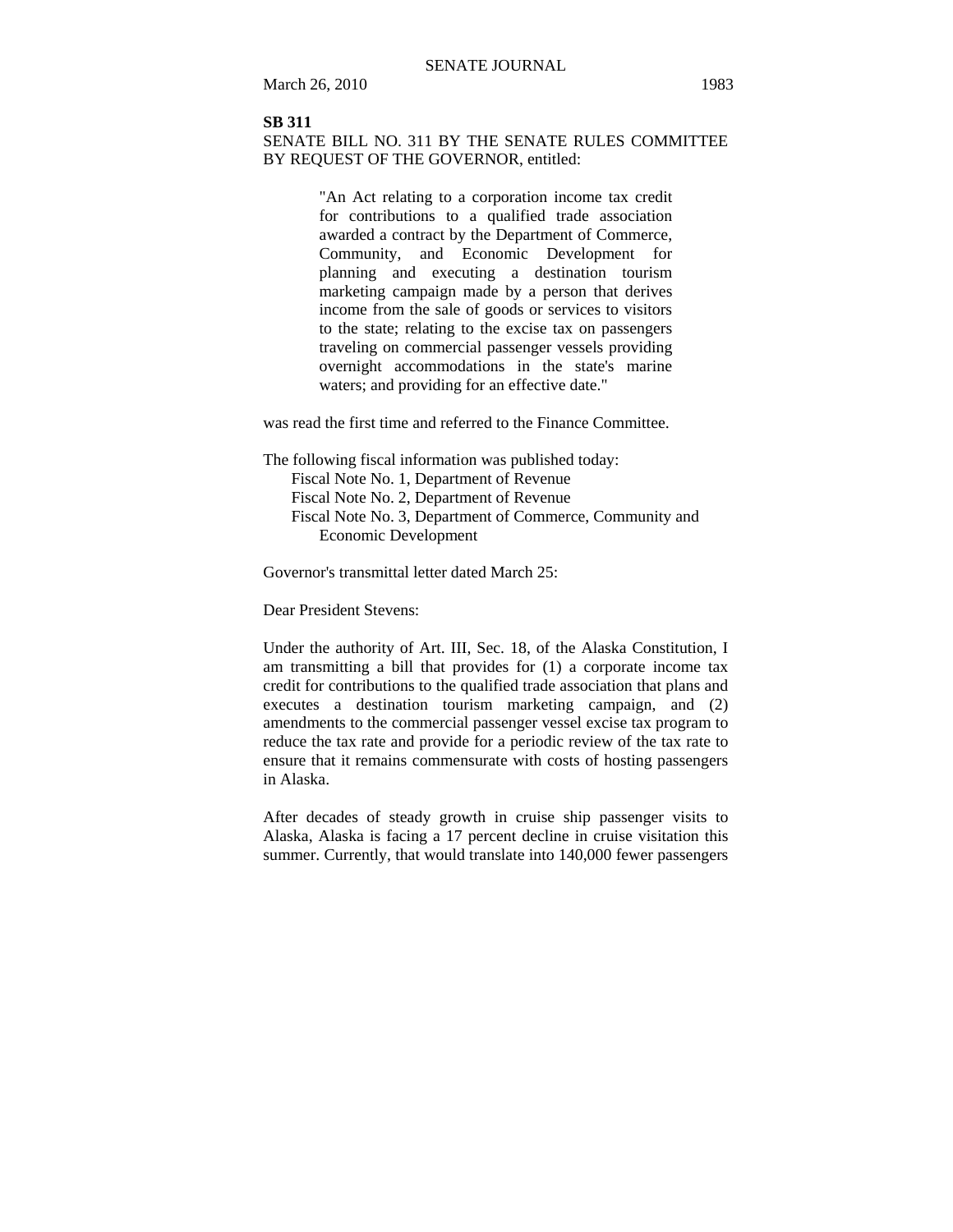**SB 311**

SENATE BILL NO. 311 BY THE SENATE RULES COMMITTEE BY REQUEST OF THE GOVERNOR, entitled:

> "An Act relating to a corporation income tax credit for contributions to a qualified trade association awarded a contract by the Department of Commerce, Community, and Economic Development for planning and executing a destination tourism marketing campaign made by a person that derives income from the sale of goods or services to visitors to the state; relating to the excise tax on passengers traveling on commercial passenger vessels providing overnight accommodations in the state's marine waters; and providing for an effective date."

was read the first time and referred to the Finance Committee.

The following fiscal information was published today:

- Fiscal Note No. 1, Department of Revenue
- Fiscal Note No. 2, Department of Revenue
- Fiscal Note No. 3, Department of Commerce, Community and Economic Development

Governor's transmittal letter dated March 25:

Dear President Stevens:

Under the authority of Art. III, Sec. 18, of the Alaska Constitution, I am transmitting a bill that provides for (1) a corporate income tax credit for contributions to the qualified trade association that plans and executes a destination tourism marketing campaign, and (2) amendments to the commercial passenger vessel excise tax program to reduce the tax rate and provide for a periodic review of the tax rate to ensure that it remains commensurate with costs of hosting passengers in Alaska.

After decades of steady growth in cruise ship passenger visits to Alaska, Alaska is facing a 17 percent decline in cruise visitation this summer. Currently, that would translate into 140,000 fewer passengers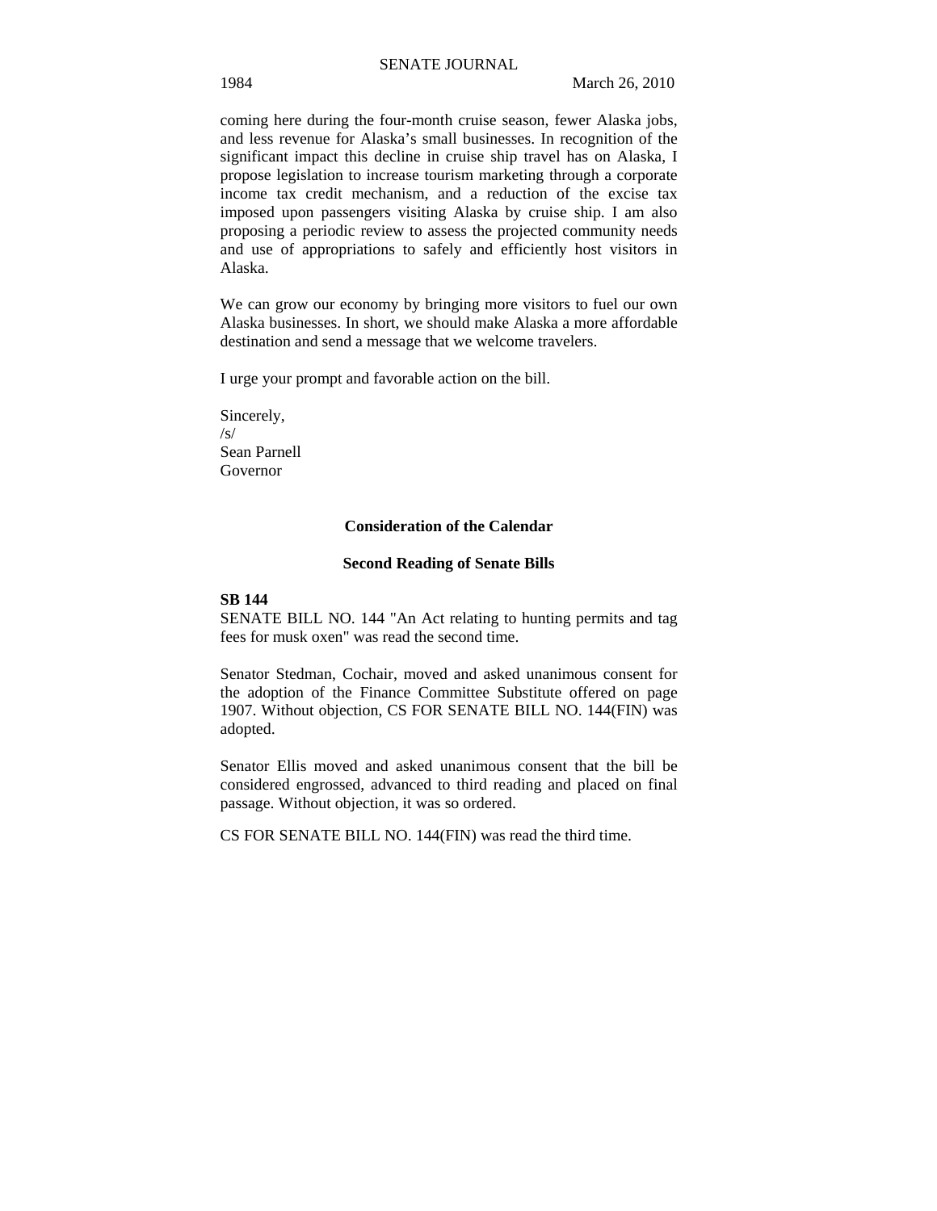coming here during the four-month cruise season, fewer Alaska jobs, and less revenue for Alaska's small businesses. In recognition of the significant impact this decline in cruise ship travel has on Alaska, I propose legislation to increase tourism marketing through a corporate income tax credit mechanism, and a reduction of the excise tax imposed upon passengers visiting Alaska by cruise ship. I am also proposing a periodic review to assess the projected community needs and use of appropriations to safely and efficiently host visitors in Alaska.

We can grow our economy by bringing more visitors to fuel our own Alaska businesses. In short, we should make Alaska a more affordable destination and send a message that we welcome travelers.

I urge your prompt and favorable action on the bill.

Sincerely,
/s/
Sean Parnell
Governor

## Consideration of the Calendar

### Second Reading of Senate Bills

**SB 144**

SENATE BILL NO. 144 "An Act relating to hunting permits and tag fees for musk oxen" was read the second time.

Senator Stedman, Cochair, moved and asked unanimous consent for the adoption of the Finance Committee Substitute offered on page 1907. Without objection, CS FOR SENATE BILL NO. 144(FIN) was adopted.

Senator Ellis moved and asked unanimous consent that the bill be considered engrossed, advanced to third reading and placed on final passage. Without objection, it was so ordered.

CS FOR SENATE BILL NO. 144(FIN) was read the third time.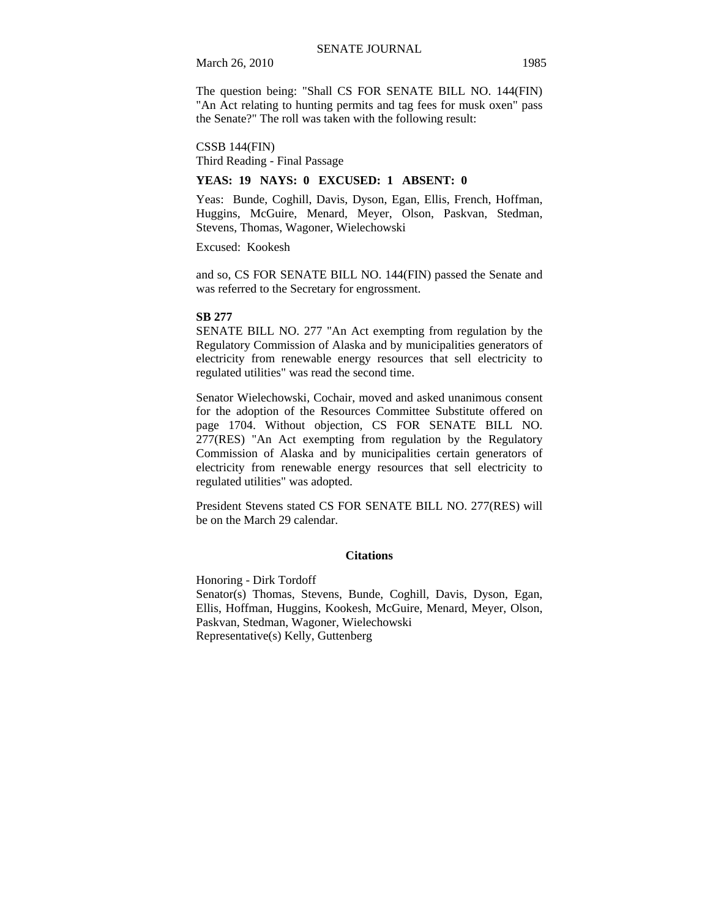The question being: "Shall CS FOR SENATE BILL NO. 144(FIN) "An Act relating to hunting permits and tag fees for musk oxen" pass the Senate?" The roll was taken with the following result:

CSSB 144(FIN)
Third Reading - Final Passage

**YEAS: 19 NAYS: 0 EXCUSED: 1 ABSENT: 0**

Yeas: Bunde, Coghill, Davis, Dyson, Egan, Ellis, French, Hoffman, Huggins, McGuire, Menard, Meyer, Olson, Paskvan, Stedman, Stevens, Thomas, Wagoner, Wielechowski

Excused: Kookesh

and so, CS FOR SENATE BILL NO. 144(FIN) passed the Senate and was referred to the Secretary for engrossment.

**SB 277**

SENATE BILL NO. 277 "An Act exempting from regulation by the Regulatory Commission of Alaska and by municipalities generators of electricity from renewable energy resources that sell electricity to regulated utilities" was read the second time.

Senator Wielechowski, Cochair, moved and asked unanimous consent for the adoption of the Resources Committee Substitute offered on page 1704. Without objection, CS FOR SENATE BILL NO. 277(RES) "An Act exempting from regulation by the Regulatory Commission of Alaska and by municipalities certain generators of electricity from renewable energy resources that sell electricity to regulated utilities" was adopted.

President Stevens stated CS FOR SENATE BILL NO. 277(RES) will be on the March 29 calendar.

## Citations

Honoring - Dirk Tordoff
Senator(s) Thomas, Stevens, Bunde, Coghill, Davis, Dyson, Egan, Ellis, Hoffman, Huggins, Kookesh, McGuire, Menard, Meyer, Olson, Paskvan, Stedman, Wagoner, Wielechowski
Representative(s) Kelly, Guttenberg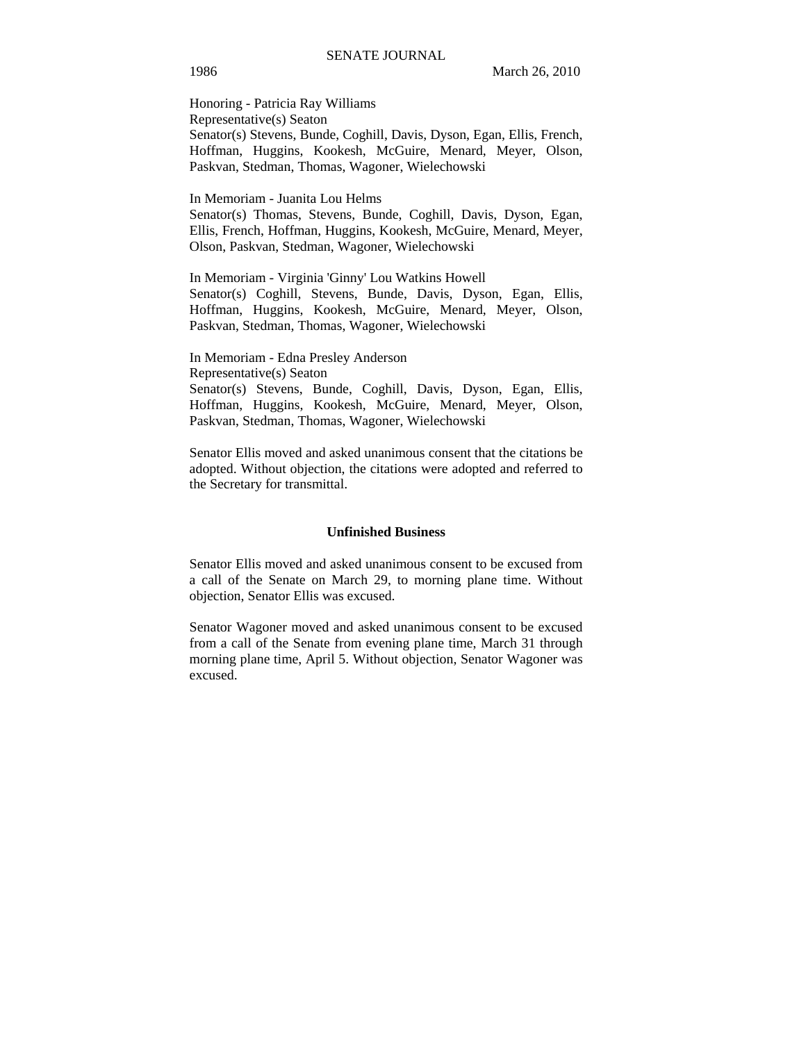Honoring - Patricia Ray Williams
Representative(s) Seaton
Senator(s) Stevens, Bunde, Coghill, Davis, Dyson, Egan, Ellis, French, Hoffman, Huggins, Kookesh, McGuire, Menard, Meyer, Olson, Paskvan, Stedman, Thomas, Wagoner, Wielechowski

In Memoriam - Juanita Lou Helms
Senator(s) Thomas, Stevens, Bunde, Coghill, Davis, Dyson, Egan, Ellis, French, Hoffman, Huggins, Kookesh, McGuire, Menard, Meyer, Olson, Paskvan, Stedman, Wagoner, Wielechowski

In Memoriam - Virginia 'Ginny' Lou Watkins Howell
Senator(s) Coghill, Stevens, Bunde, Davis, Dyson, Egan, Ellis, Hoffman, Huggins, Kookesh, McGuire, Menard, Meyer, Olson, Paskvan, Stedman, Thomas, Wagoner, Wielechowski

In Memoriam - Edna Presley Anderson
Representative(s) Seaton
Senator(s) Stevens, Bunde, Coghill, Davis, Dyson, Egan, Ellis, Hoffman, Huggins, Kookesh, McGuire, Menard, Meyer, Olson, Paskvan, Stedman, Thomas, Wagoner, Wielechowski

Senator Ellis moved and asked unanimous consent that the citations be adopted. Without objection, the citations were adopted and referred to the Secretary for transmittal.

## Unfinished Business

Senator Ellis moved and asked unanimous consent to be excused from a call of the Senate on March 29, to morning plane time. Without objection, Senator Ellis was excused.

Senator Wagoner moved and asked unanimous consent to be excused from a call of the Senate from evening plane time, March 31 through morning plane time, April 5. Without objection, Senator Wagoner was excused.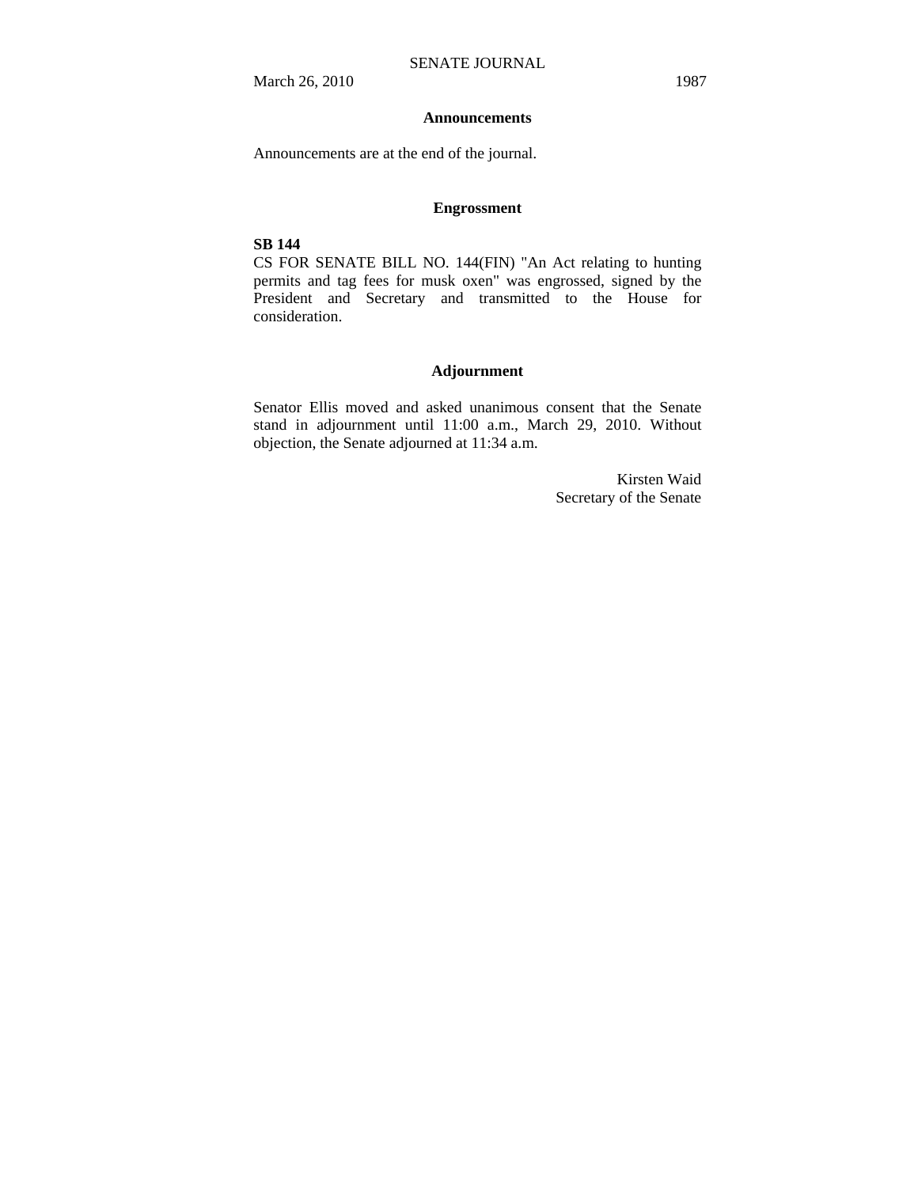## Announcements

Announcements are at the end of the journal.

## Engrossment

**SB 144**
CS FOR SENATE BILL NO. 144(FIN) "An Act relating to hunting permits and tag fees for musk oxen" was engrossed, signed by the President and Secretary and transmitted to the House for consideration.

## Adjournment

Senator Ellis moved and asked unanimous consent that the Senate stand in adjournment until 11:00 a.m., March 29, 2010. Without objection, the Senate adjourned at 11:34 a.m.

Kirsten Waid
Secretary of the Senate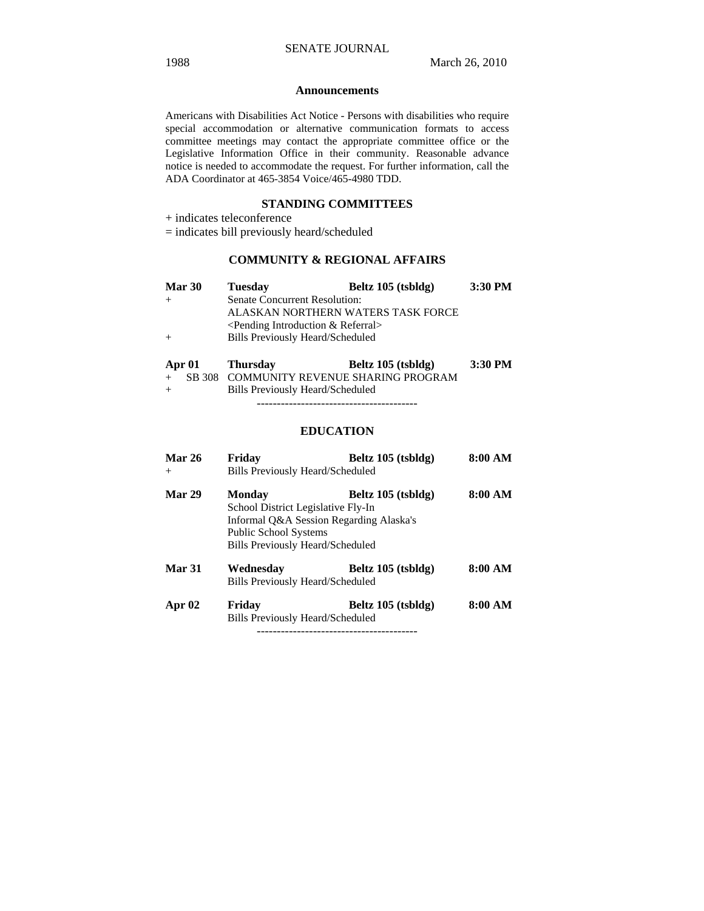## Announcements

Americans with Disabilities Act Notice - Persons with disabilities who require special accommodation or alternative communication formats to access committee meetings may contact the appropriate committee office or the Legislative Information Office in their community. Reasonable advance notice is needed to accommodate the request. For further information, call the ADA Coordinator at 465-3854 Voice/465-4980 TDD.

## STANDING COMMITTEES

+ indicates teleconference

= indicates bill previously heard/scheduled

### COMMUNITY & REGIONAL AFFAIRS

**Mar 30** **Tuesday** **Beltz 105 (tsbldg)** **3:30 PM**

+ Senate Concurrent Resolution:
ALASKAN NORTHERN WATERS TASK FORCE
<Pending Introduction & Referral>

+ Bills Previously Heard/Scheduled

**Apr 01** **Thursday** **Beltz 105 (tsbldg)** **3:30 PM**

+ SB 308 COMMUNITY REVENUE SHARING PROGRAM

+ Bills Previously Heard/Scheduled

----------------------------------------

### EDUCATION

**Mar 26** **Friday** **Beltz 105 (tsbldg)** **8:00 AM**

+ Bills Previously Heard/Scheduled

**Mar 29** **Monday** **Beltz 105 (tsbldg)** **8:00 AM**

School District Legislative Fly-In
Informal Q&A Session Regarding Alaska's Public School Systems
Bills Previously Heard/Scheduled

**Mar 31** **Wednesday** **Beltz 105 (tsbldg)** **8:00 AM**

Bills Previously Heard/Scheduled

**Apr 02** **Friday** **Beltz 105 (tsbldg)** **8:00 AM**

Bills Previously Heard/Scheduled

----------------------------------------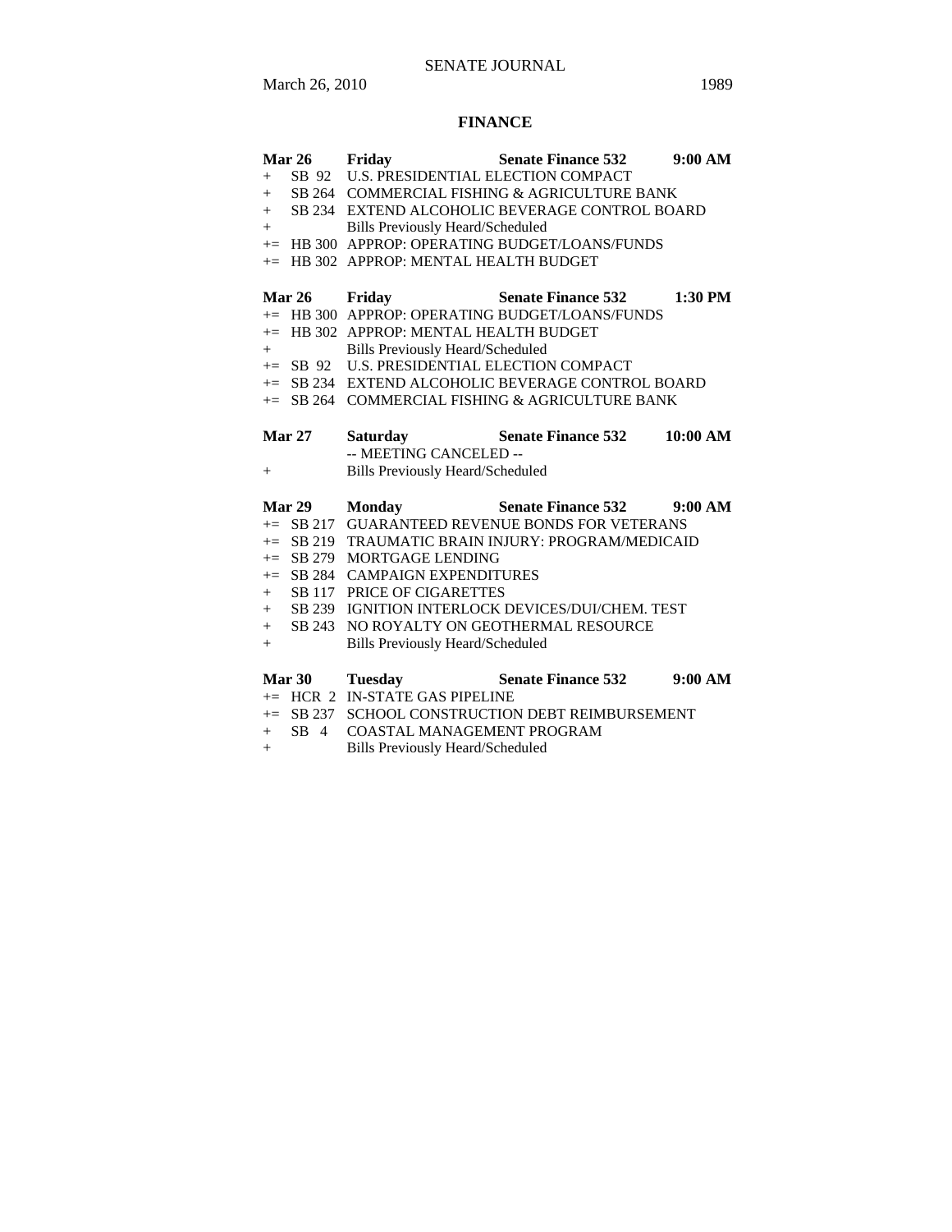## FINANCE

| Mar 26 | Friday | Senate Finance 532 | 9:00 AM |
|---|---|---|---|
| + | SB 92 | U.S. PRESIDENTIAL ELECTION COMPACT | |
| + | SB 264 | COMMERCIAL FISHING & AGRICULTURE BANK | |
| + | SB 234 | EXTEND ALCOHOLIC BEVERAGE CONTROL BOARD | |
| + | | Bills Previously Heard/Scheduled | |
| += | HB 300 | APPROP: OPERATING BUDGET/LOANS/FUNDS | |
| += | HB 302 | APPROP: MENTAL HEALTH BUDGET | |

| Mar 26 | Friday | Senate Finance 532 | 1:30 PM |
|---|---|---|---|
| += | HB 300 | APPROP: OPERATING BUDGET/LOANS/FUNDS | |
| += | HB 302 | APPROP: MENTAL HEALTH BUDGET | |
| + | | Bills Previously Heard/Scheduled | |
| += | SB 92 | U.S. PRESIDENTIAL ELECTION COMPACT | |
| += | SB 234 | EXTEND ALCOHOLIC BEVERAGE CONTROL BOARD | |
| += | SB 264 | COMMERCIAL FISHING & AGRICULTURE BANK | |

| Mar 27 | Saturday | Senate Finance 532 | 10:00 AM |
|---|---|---|---|
| | | -- MEETING CANCELED -- | |
| + | | Bills Previously Heard/Scheduled | |

| Mar 29 | Monday | Senate Finance 532 | 9:00 AM |
|---|---|---|---|
| += | SB 217 | GUARANTEED REVENUE BONDS FOR VETERANS | |
| += | SB 219 | TRAUMATIC BRAIN INJURY: PROGRAM/MEDICAID | |
| += | SB 279 | MORTGAGE LENDING | |
| += | SB 284 | CAMPAIGN EXPENDITURES | |
| + | SB 117 | PRICE OF CIGARETTES | |
| + | SB 239 | IGNITION INTERLOCK DEVICES/DUI/CHEM. TEST | |
| + | SB 243 | NO ROYALTY ON GEOTHERMAL RESOURCE | |
| + | | Bills Previously Heard/Scheduled | |

| Mar 30 | Tuesday | Senate Finance 532 | 9:00 AM |
|---|---|---|---|
| += | HCR 2 | IN-STATE GAS PIPELINE | |
| += | SB 237 | SCHOOL CONSTRUCTION DEBT REIMBURSEMENT | |
| + | SB 4 | COASTAL MANAGEMENT PROGRAM | |
| + | | Bills Previously Heard/Scheduled | |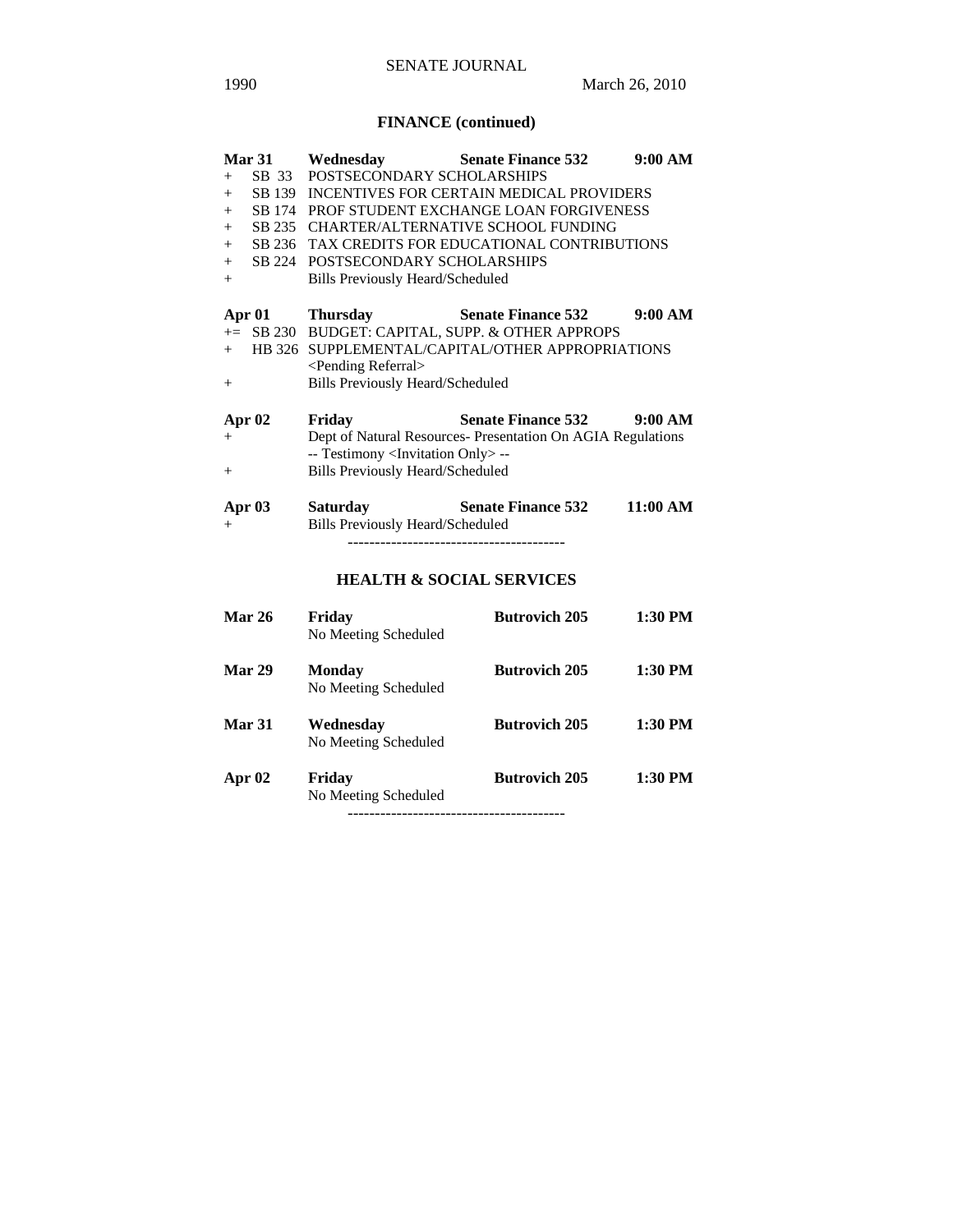## FINANCE (continued)

**Mar 31** **Wednesday** **Senate Finance 532** **9:00 AM**

+ SB 33 POSTSECONDARY SCHOLARSHIPS
+ SB 139 INCENTIVES FOR CERTAIN MEDICAL PROVIDERS
+ SB 174 PROF STUDENT EXCHANGE LOAN FORGIVENESS
+ SB 235 CHARTER/ALTERNATIVE SCHOOL FUNDING
+ SB 236 TAX CREDITS FOR EDUCATIONAL CONTRIBUTIONS
+ SB 224 POSTSECONDARY SCHOLARSHIPS
+ Bills Previously Heard/Scheduled

**Apr 01** **Thursday** **Senate Finance 532** **9:00 AM**

+= SB 230 BUDGET: CAPITAL, SUPP. & OTHER APPROPS
+ HB 326 SUPPLEMENTAL/CAPITAL/OTHER APPROPRIATIONS <Pending Referral>
+ Bills Previously Heard/Scheduled

**Apr 02** **Friday** **Senate Finance 532** **9:00 AM**

+ Dept of Natural Resources- Presentation On AGIA Regulations -- Testimony <Invitation Only> --
+ Bills Previously Heard/Scheduled

**Apr 03** **Saturday** **Senate Finance 532** **11:00 AM**

+ Bills Previously Heard/Scheduled

----------------------------------------

## HEALTH & SOCIAL SERVICES

**Mar 26** **Friday** **Butrovich 205** **1:30 PM**
No Meeting Scheduled

**Mar 29** **Monday** **Butrovich 205** **1:30 PM**
No Meeting Scheduled

**Mar 31** **Wednesday** **Butrovich 205** **1:30 PM**
No Meeting Scheduled

**Apr 02** **Friday** **Butrovich 205** **1:30 PM**
No Meeting Scheduled

----------------------------------------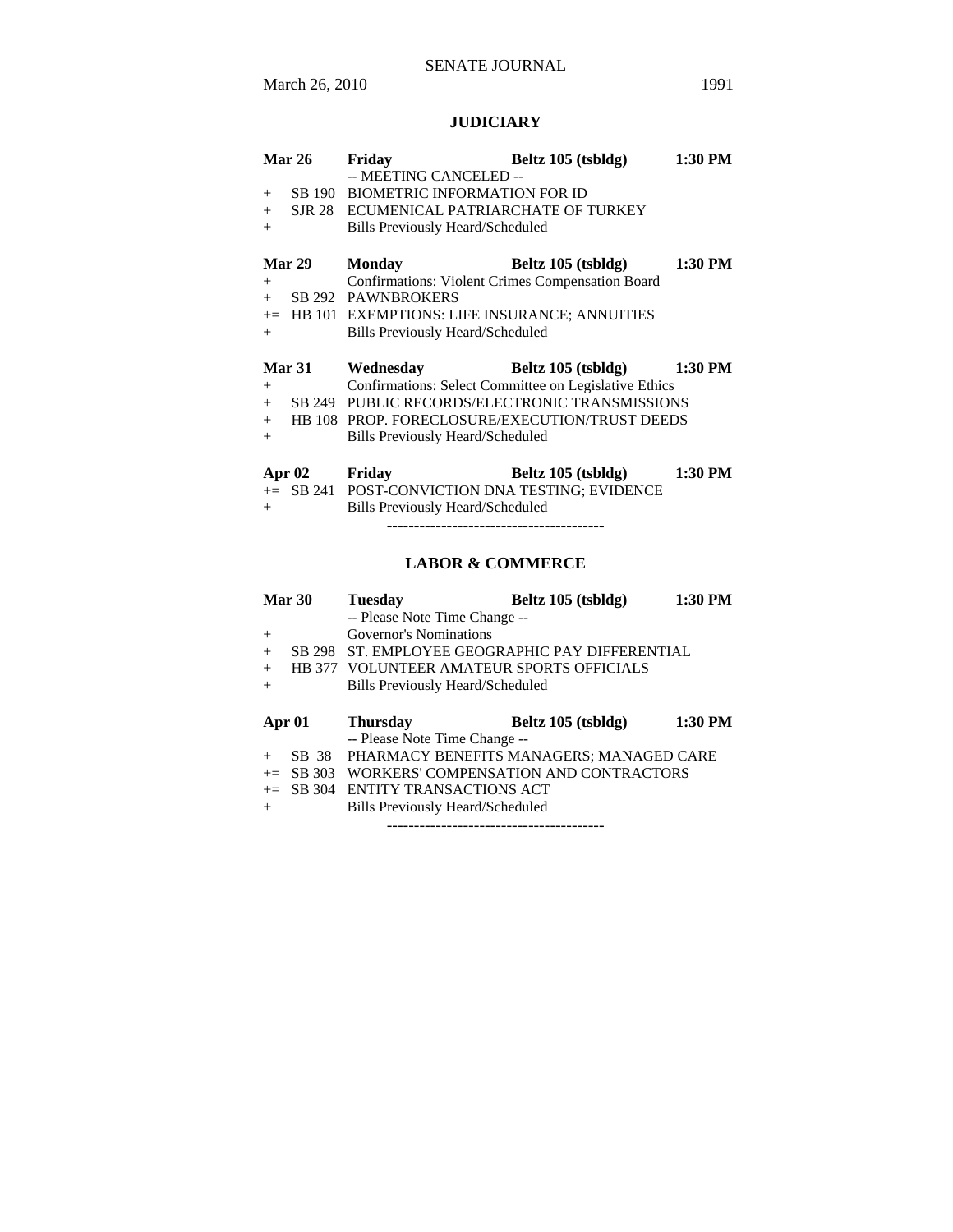## JUDICIARY

| | | | | |
|---|---|---|---|---|
| **Mar 26** | | **Friday** | **Beltz 105 (tsbldg)** | **1:30 PM** |
| | | -- MEETING CANCELED -- | | |
| + | SB 190 | BIOMETRIC INFORMATION FOR ID | | |
| + | SJR 28 | ECUMENICAL PATRIARCHATE OF TURKEY | | |
| + | | Bills Previously Heard/Scheduled | | |
| **Mar 29** | | **Monday** | **Beltz 105 (tsbldg)** | **1:30 PM** |
| + | | Confirmations: Violent Crimes Compensation Board | | |
| + | SB 292 | PAWNBROKERS | | |
| += | HB 101 | EXEMPTIONS: LIFE INSURANCE; ANNUITIES | | |
| + | | Bills Previously Heard/Scheduled | | |
| **Mar 31** | | **Wednesday** | **Beltz 105 (tsbldg)** | **1:30 PM** |
| + | | Confirmations: Select Committee on Legislative Ethics | | |
| + | SB 249 | PUBLIC RECORDS/ELECTRONIC TRANSMISSIONS | | |
| + | HB 108 | PROP. FORECLOSURE/EXECUTION/TRUST DEEDS | | |
| + | | Bills Previously Heard/Scheduled | | |
| **Apr 02** | | **Friday** | **Beltz 105 (tsbldg)** | **1:30 PM** |
| += | SB 241 | POST-CONVICTION DNA TESTING; EVIDENCE | | |
| + | | Bills Previously Heard/Scheduled | | |

----------------------------------------

## LABOR & COMMERCE

| | | | | |
|---|---|---|---|---|
| **Mar 30** | | **Tuesday** | **Beltz 105 (tsbldg)** | **1:30 PM** |
| | | -- Please Note Time Change -- | | |
| + | | Governor's Nominations | | |
| + | SB 298 | ST. EMPLOYEE GEOGRAPHIC PAY DIFFERENTIAL | | |
| + | HB 377 | VOLUNTEER AMATEUR SPORTS OFFICIALS | | |
| + | | Bills Previously Heard/Scheduled | | |
| **Apr 01** | | **Thursday** | **Beltz 105 (tsbldg)** | **1:30 PM** |
| | | -- Please Note Time Change -- | | |
| + | SB 38 | PHARMACY BENEFITS MANAGERS; MANAGED CARE | | |
| += | SB 303 | WORKERS' COMPENSATION AND CONTRACTORS | | |
| += | SB 304 | ENTITY TRANSACTIONS ACT | | |
| + | | Bills Previously Heard/Scheduled | | |

----------------------------------------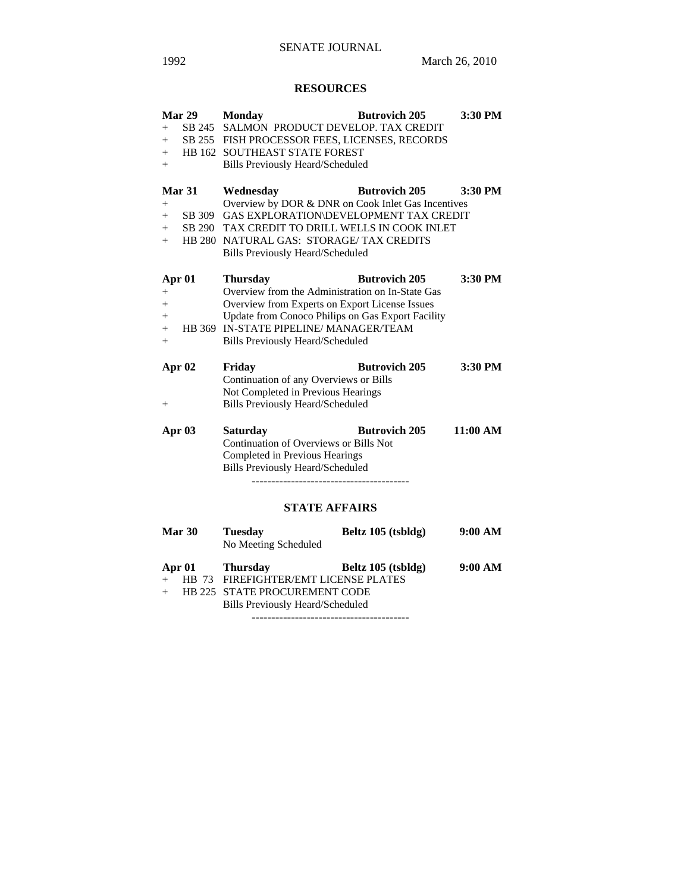## RESOURCES

**Mar 29** **Monday** **Butrovich 205** **3:30 PM**

\+ SB 245 SALMON PRODUCT DEVELOP. TAX CREDIT
\+ SB 255 FISH PROCESSOR FEES, LICENSES, RECORDS
\+ HB 162 SOUTHEAST STATE FOREST
\+ Bills Previously Heard/Scheduled

**Mar 31** **Wednesday** **Butrovich 205** **3:30 PM**

\+ Overview by DOR & DNR on Cook Inlet Gas Incentives
\+ SB 309 GAS EXPLORATION\DEVELOPMENT TAX CREDIT
\+ SB 290 TAX CREDIT TO DRILL WELLS IN COOK INLET
\+ HB 280 NATURAL GAS: STORAGE/ TAX CREDITS
Bills Previously Heard/Scheduled

**Apr 01** **Thursday** **Butrovich 205** **3:30 PM**

\+ Overview from the Administration on In-State Gas
\+ Overview from Experts on Export License Issues
\+ Update from Conoco Philips on Gas Export Facility
\+ HB 369 IN-STATE PIPELINE/ MANAGER/TEAM
\+ Bills Previously Heard/Scheduled

**Apr 02** **Friday** **Butrovich 205** **3:30 PM**

Continuation of any Overviews or Bills Not Completed in Previous Hearings
\+ Bills Previously Heard/Scheduled

**Apr 03** **Saturday** **Butrovich 205** **11:00 AM**

Continuation of Overviews or Bills Not Completed in Previous Hearings
Bills Previously Heard/Scheduled

----------------------------------------

## STATE AFFAIRS

**Mar 30** **Tuesday** **Beltz 105 (tsbldg)** **9:00 AM**

No Meeting Scheduled

**Apr 01** **Thursday** **Beltz 105 (tsbldg)** **9:00 AM**

\+ HB 73 FIREFIGHTER/EMT LICENSE PLATES
\+ HB 225 STATE PROCUREMENT CODE
Bills Previously Heard/Scheduled

----------------------------------------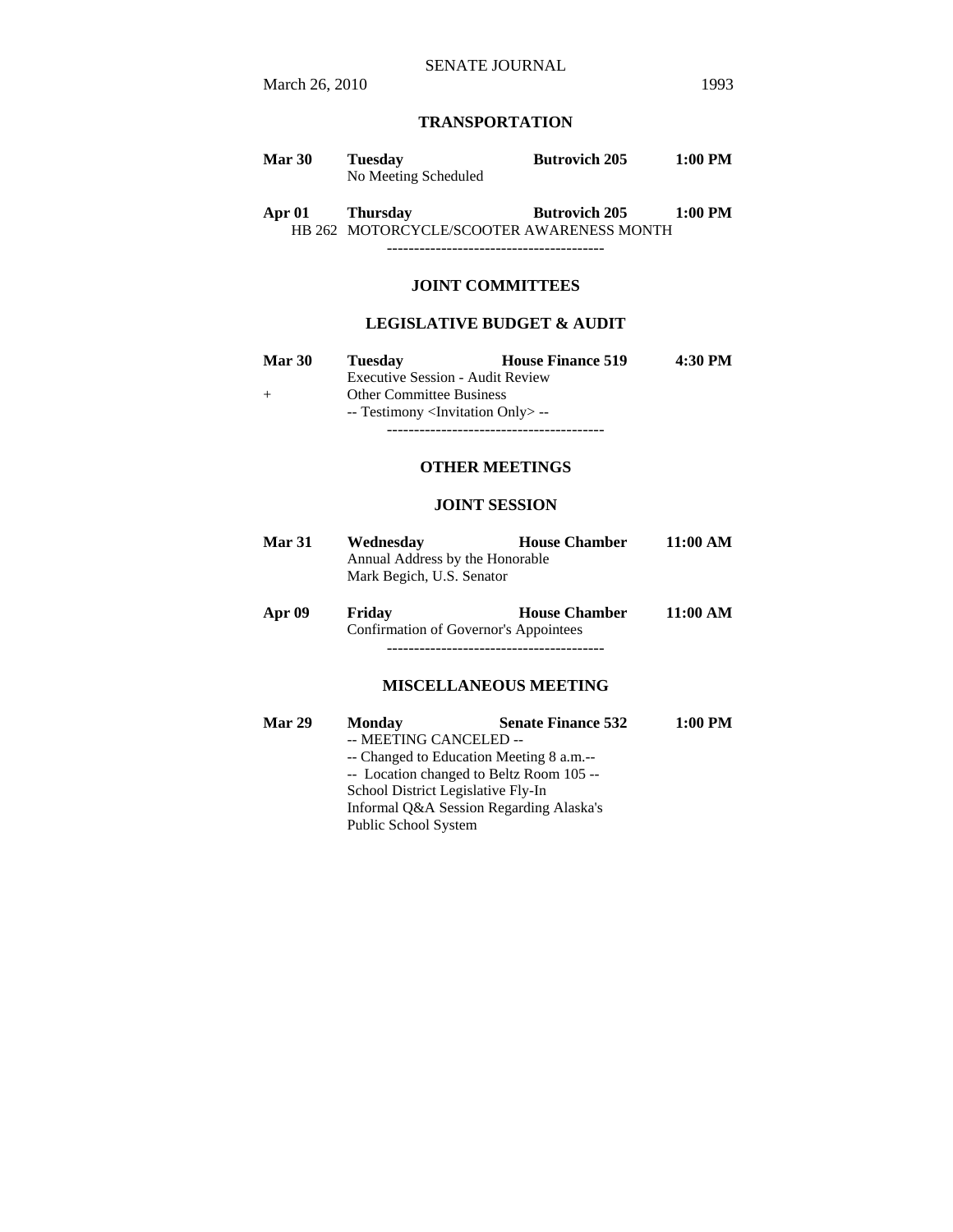**TRANSPORTATION**

**Mar 30** **Tuesday** **Butrovich 205** **1:00 PM**
No Meeting Scheduled

**Apr 01** **Thursday** **Butrovich 205** **1:00 PM**
HB 262 MOTORCYCLE/SCOOTER AWARENESS MONTH

----------------------------------------

**JOINT COMMITTEES**

**LEGISLATIVE BUDGET & AUDIT**

**Mar 30** **Tuesday** **House Finance 519** **4:30 PM**
Executive Session - Audit Review
+ Other Committee Business
-- Testimony <Invitation Only> --

----------------------------------------

**OTHER MEETINGS**

**JOINT SESSION**

**Mar 31** **Wednesday** **House Chamber** **11:00 AM**
Annual Address by the Honorable
Mark Begich, U.S. Senator

**Apr 09** **Friday** **House Chamber** **11:00 AM**
Confirmation of Governor's Appointees

----------------------------------------

**MISCELLANEOUS MEETING**

**Mar 29** **Monday** **Senate Finance 532** **1:00 PM**
-- MEETING CANCELED --
-- Changed to Education Meeting 8 a.m.--
-- Location changed to Beltz Room 105 --
School District Legislative Fly-In
Informal Q&A Session Regarding Alaska's
Public School System